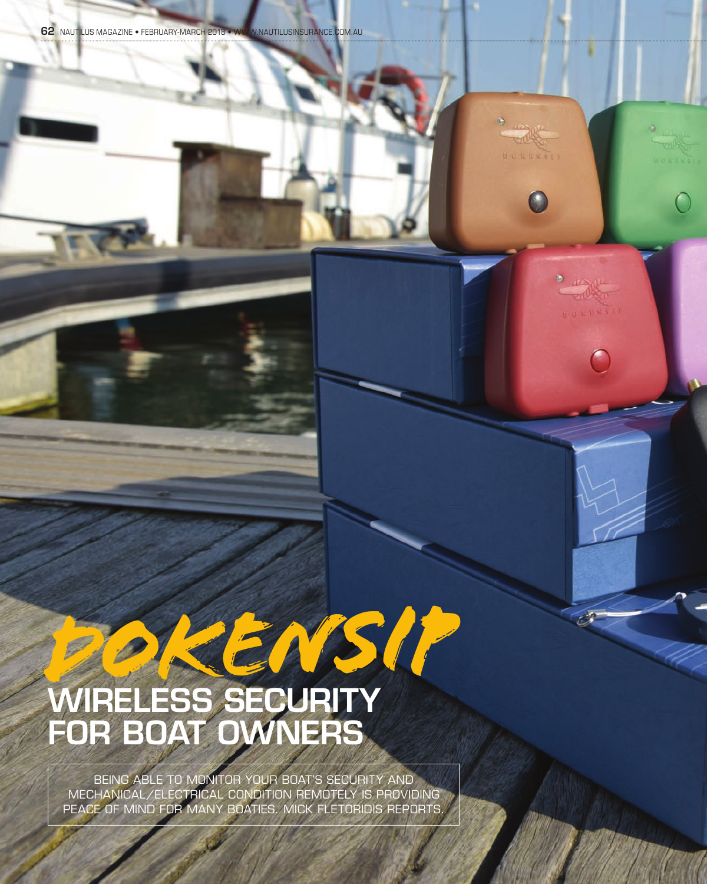# DOKENSIP

## WIRELESS SECURITY FOR BOAT OWNERS

BEING ABLE TO MONITOR YOUR BOAT'S SECURITY AND MECHANICAL/ELECTRICAL CONDITION REMOTELY IS PROVIDING PEACE OF MIND FOR MANY BOATIES. MICK FLETORIDIS REPORTS.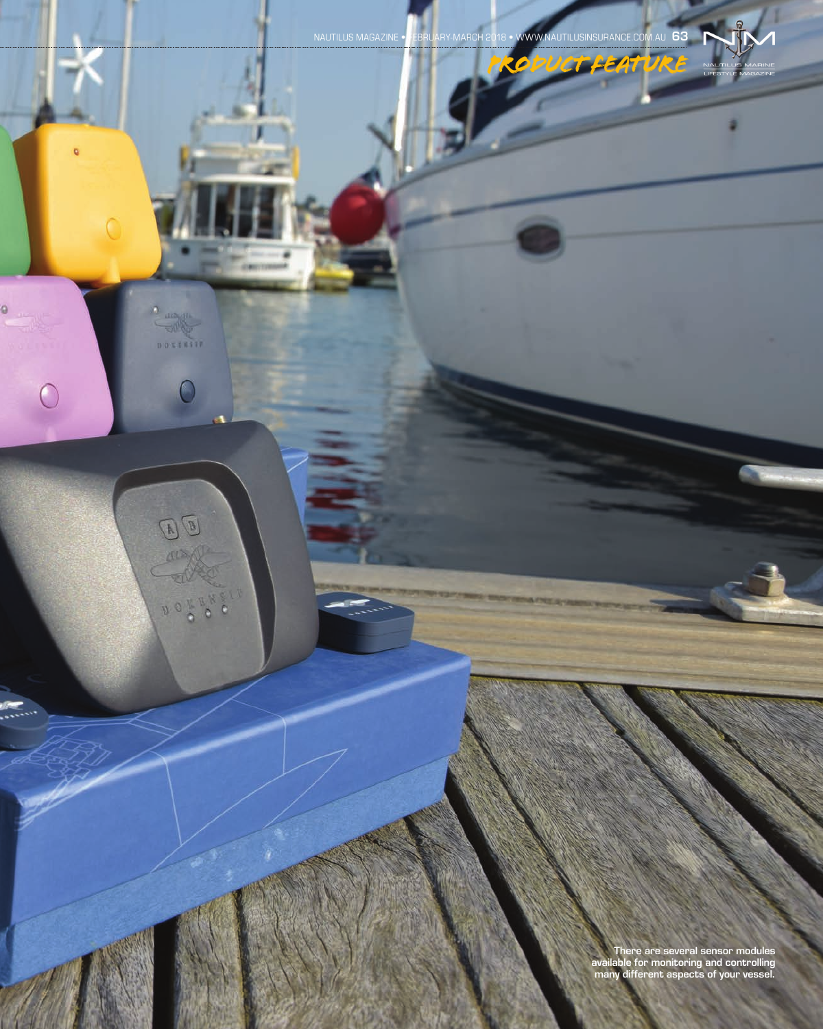There are several sensor modules available for monitoring and controlling many different aspects of your vessel.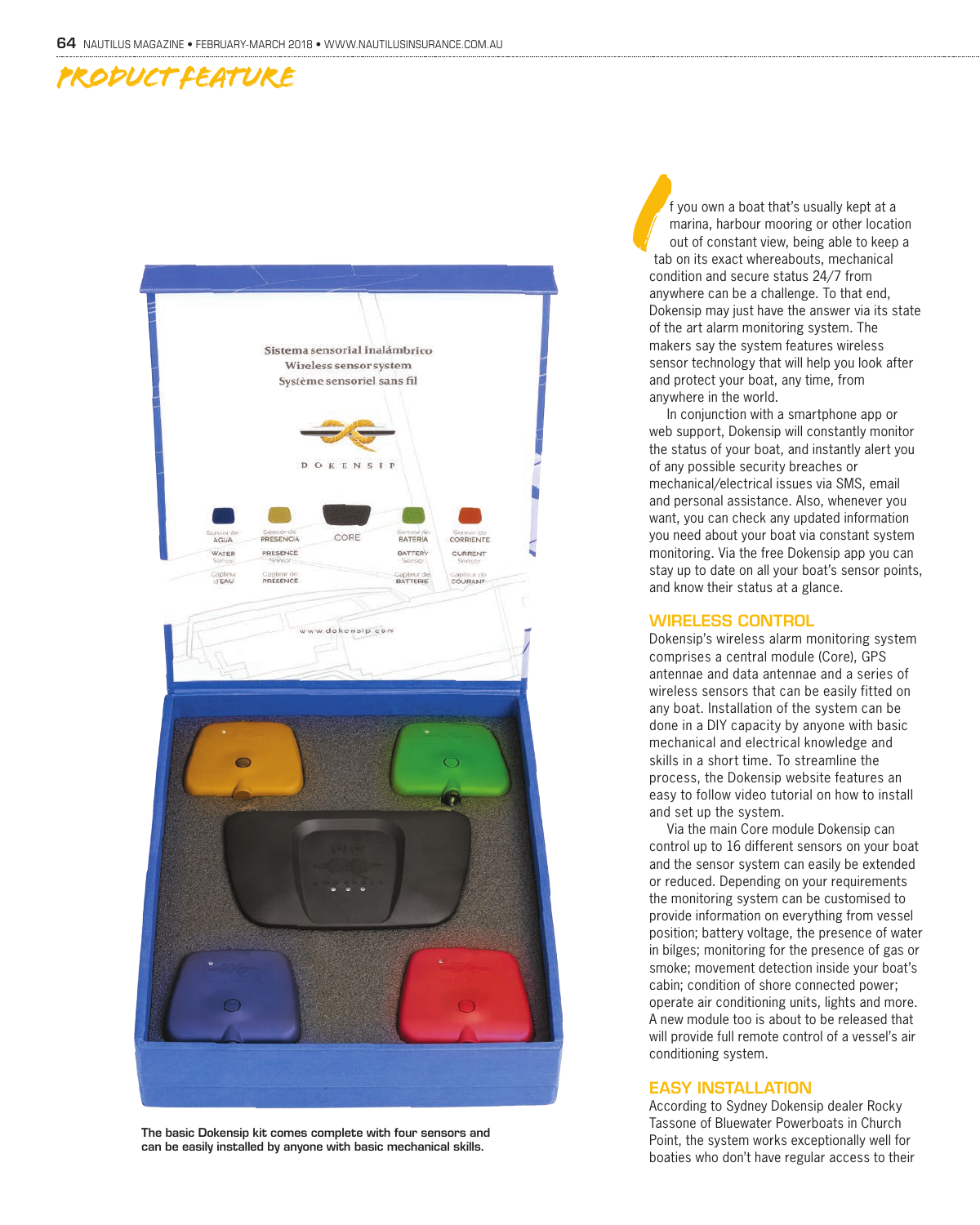# PRODUCT FEATURE

The basic Dokensip kit comes complete with four sensors and can be easily installed by anyone with basic mechanical skills.

If you own a boat that's usually kept at a marina, harbour mooring or other location out of constant view, being able to keep a tab on its exact whereabouts, mechanical condition and secure status 24/7 from anywhere can be a challenge. To that end, Dokensip may just have the answer via its state of the art alarm monitoring system. The makers say the system features wireless sensor technology that will help you look after and protect your boat, any time, from anywhere in the world.

In conjunction with a smartphone app or web support, Dokensip will constantly monitor the status of your boat, and instantly alert you of any possible security breaches or mechanical/electrical issues via SMS, email and personal assistance. Also, whenever you want, you can check any updated information you need about your boat via constant system monitoring. Via the free Dokensip app you can stay up to date on all your boat's sensor points, and know their status at a glance.

## WIRELESS CONTROL

Dokensip's wireless alarm monitoring system comprises a central module (Core), GPS antennae and data antennae and a series of wireless sensors that can be easily fitted on any boat. Installation of the system can be done in a DIY capacity by anyone with basic mechanical and electrical knowledge and skills in a short time. To streamline the process, the Dokensip website features an easy to follow video tutorial on how to install and set up the system.

Via the main Core module Dokensip can control up to 16 different sensors on your boat and the sensor system can easily be extended or reduced. Depending on your requirements the monitoring system can be customised to provide information on everything from vessel position; battery voltage, the presence of water in bilges; monitoring for the presence of gas or smoke; movement detection inside your boat's cabin; condition of shore connected power; operate air conditioning units, lights and more. A new module too is about to be released that will provide full remote control of a vessel's air conditioning system.

## EASY INSTALLATION

According to Sydney Dokensip dealer Rocky Tassone of Bluewater Powerboats in Church Point, the system works exceptionally well for boaties who don't have regular access to their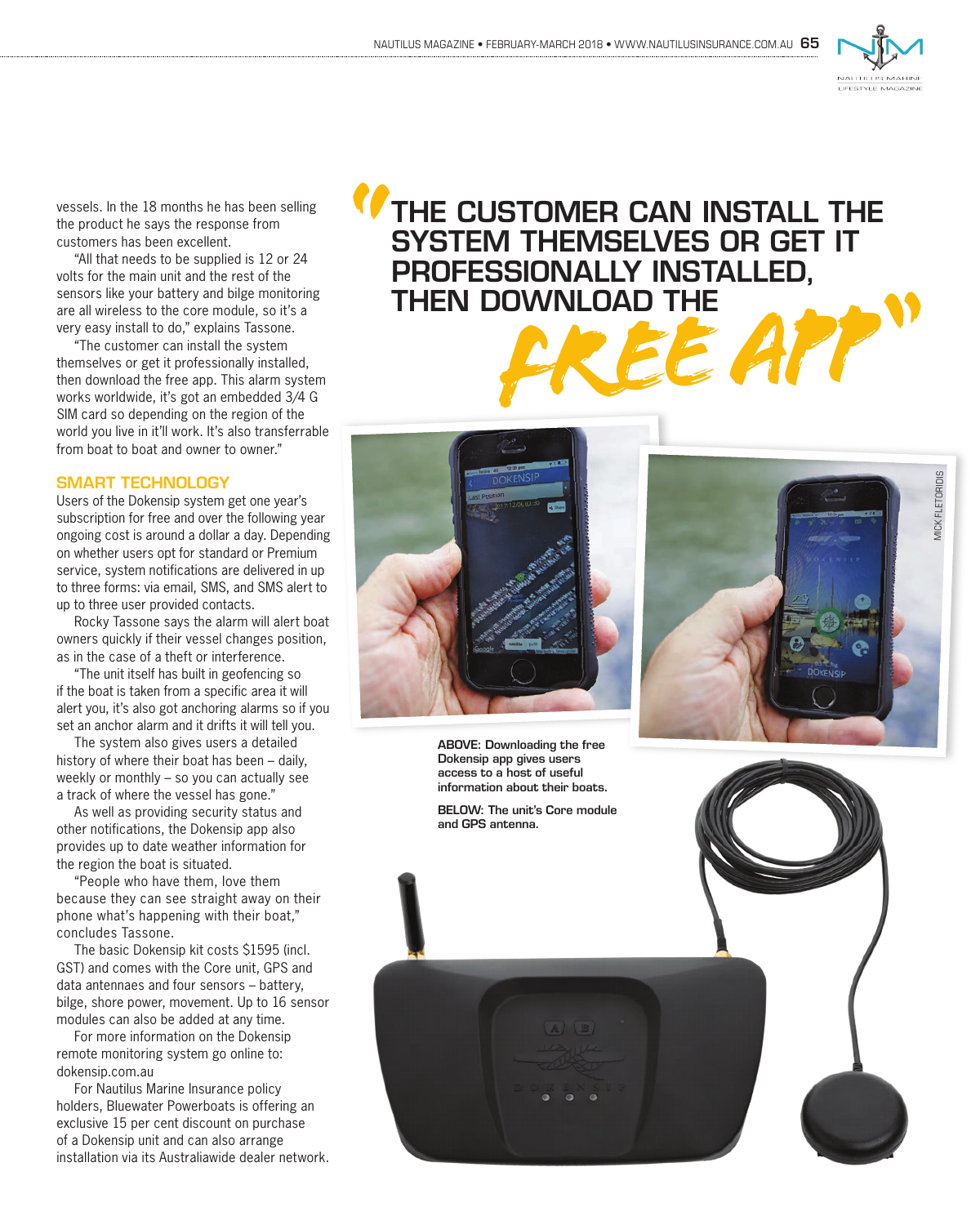vessels. In the 18 months he has been selling the product he says the response from customers has been excellent.

"All that needs to be supplied is 12 or 24 volts for the main unit and the rest of the sensors like your battery and bilge monitoring are all wireless to the core module, so it's a very easy install to do," explains Tassone.

"The customer can install the system themselves or get it professionally installed, then download the free app. This alarm system works worldwide, it's got an embedded 3/4 G SIM card so depending on the region of the world you live in it'll work. It's also transferrable from boat to boat and owner to owner."

## SMART TECHNOLOGY

Users of the Dokensip system get one year's subscription for free and over the following year ongoing cost is around a dollar a day. Depending on whether users opt for standard or Premium service, system notifications are delivered in up to three forms: via email, SMS, and SMS alert to up to three user provided contacts.

Rocky Tassone says the alarm will alert boat owners quickly if their vessel changes position, as in the case of a theft or interference.

"The unit itself has built in geofencing so if the boat is taken from a specific area it will alert you, it's also got anchoring alarms so if you set an anchor alarm and it drifts it will tell you.

The system also gives users a detailed history of where their boat has been – daily, weekly or monthly – so you can actually see a track of where the vessel has gone."

As well as providing security status and other notifications, the Dokensip app also provides up to date weather information for the region the boat is situated.

"People who have them, love them because they can see straight away on their phone what's happening with their boat," concludes Tassone.

The basic Dokensip kit costs $1595 (incl. GST) and comes with the Core unit, GPS and data antennae and four sensors – battery, bilge, shore power, movement. Up to 16 sensor modules can also be added at any time.

For more information on the Dokensip remote monitoring system go online to: dokensip.com.au

For Nautilus Marine Insurance policy holders, Bluewater Powerboats is offering an exclusive 15 per cent discount on purchase of a Dokensip unit and can also arrange installation via its Australiawide dealer network.

> **"THE CUSTOMER CAN INSTALL THE SYSTEM THEMSELVES OR GET IT PROFESSIONALLY INSTALLED, THEN DOWNLOAD THE FREE APP"**

MICK FLETORIDIS

**ABOVE: Downloading the free Dokensip app gives users access to a host of useful information about their boats.**

**BELOW: The unit's Core module and GPS antenna.**